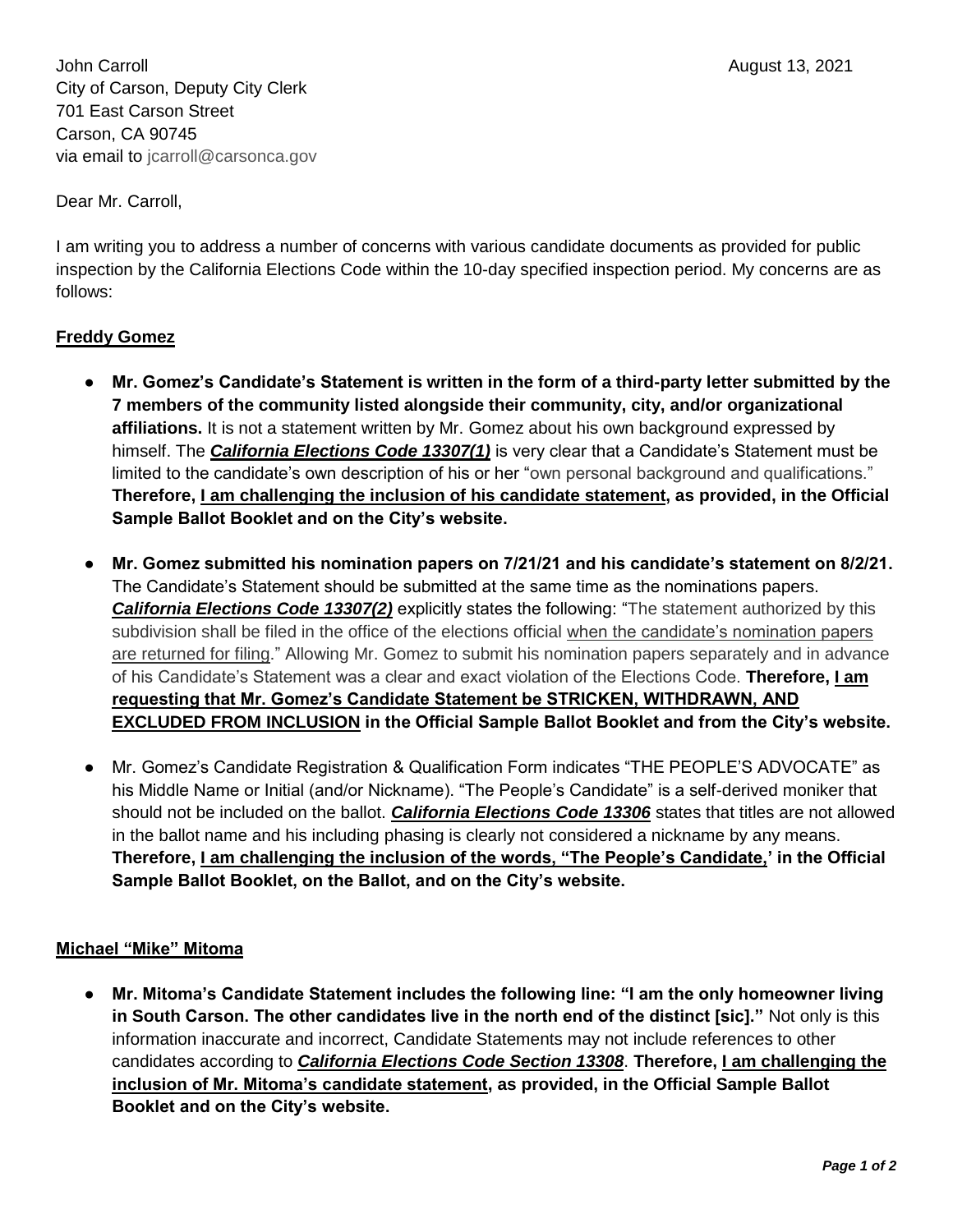John Carroll
City of Carson, Deputy City Clerk
701 East Carson Street
Carson, CA 90745
via email to jcarroll@carsonca.gov

August 13, 2021

Dear Mr. Carroll,

I am writing you to address a number of concerns with various candidate documents as provided for public inspection by the California Elections Code within the 10-day specified inspection period. My concerns are as follows:

**<u>Freddy Gomez</u>**

- **Mr. Gomez's Candidate's Statement is written in the form of a third-party letter submitted by the 7 members of the community listed alongside their community, city, and/or organizational affiliations.** It is not a statement written by Mr. Gomez about his own background expressed by himself. The ***<u>California Elections Code 13307(1)</u>*** is very clear that a Candidate's Statement must be limited to the candidate's own description of his or her "own personal background and qualifications." **Therefore, <u>I am challenging the inclusion of his candidate statement</u>, as provided, in the Official Sample Ballot Booklet and on the City's website.**

- **Mr. Gomez submitted his nomination papers on 7/21/21 and his candidate's statement on 8/2/21.** The Candidate's Statement should be submitted at the same time as the nominations papers. ***<u>California Elections Code 13307(2)</u>*** explicitly states the following: "The statement authorized by this subdivision shall be filed in the office of the elections official <u>when the candidate's nomination papers are returned for filing</u>." Allowing Mr. Gomez to submit his nomination papers separately and in advance of his Candidate's Statement was a clear and exact violation of the Elections Code. **Therefore, <u>I am requesting that Mr. Gomez's Candidate Statement be STRICKEN, WITHDRAWN, AND EXCLUDED FROM INCLUSION</u> in the Official Sample Ballot Booklet and from the City's website.**

- Mr. Gomez's Candidate Registration & Qualification Form indicates "THE PEOPLE'S ADVOCATE" as his Middle Name or Initial (and/or Nickname). "The People's Candidate" is a self-derived moniker that should not be included on the ballot. ***<u>California Elections Code 13306</u>*** states that titles are not allowed in the ballot name and his including phasing is clearly not considered a nickname by any means. **Therefore, <u>I am challenging the inclusion of the words, "The People's Candidate,'</u> in the Official Sample Ballot Booklet, on the Ballot, and on the City's website.**

**<u>Michael "Mike" Mitoma</u>**

- **Mr. Mitoma's Candidate Statement includes the following line: "I am the only homeowner living in South Carson. The other candidates live in the north end of the distinct [sic]."** Not only is this information inaccurate and incorrect, Candidate Statements may not include references to other candidates according to ***<u>California Elections Code Section 13308</u>***. **Therefore, <u>I am challenging the inclusion of Mr. Mitoma's candidate statement</u>, as provided, in the Official Sample Ballot Booklet and on the City's website.**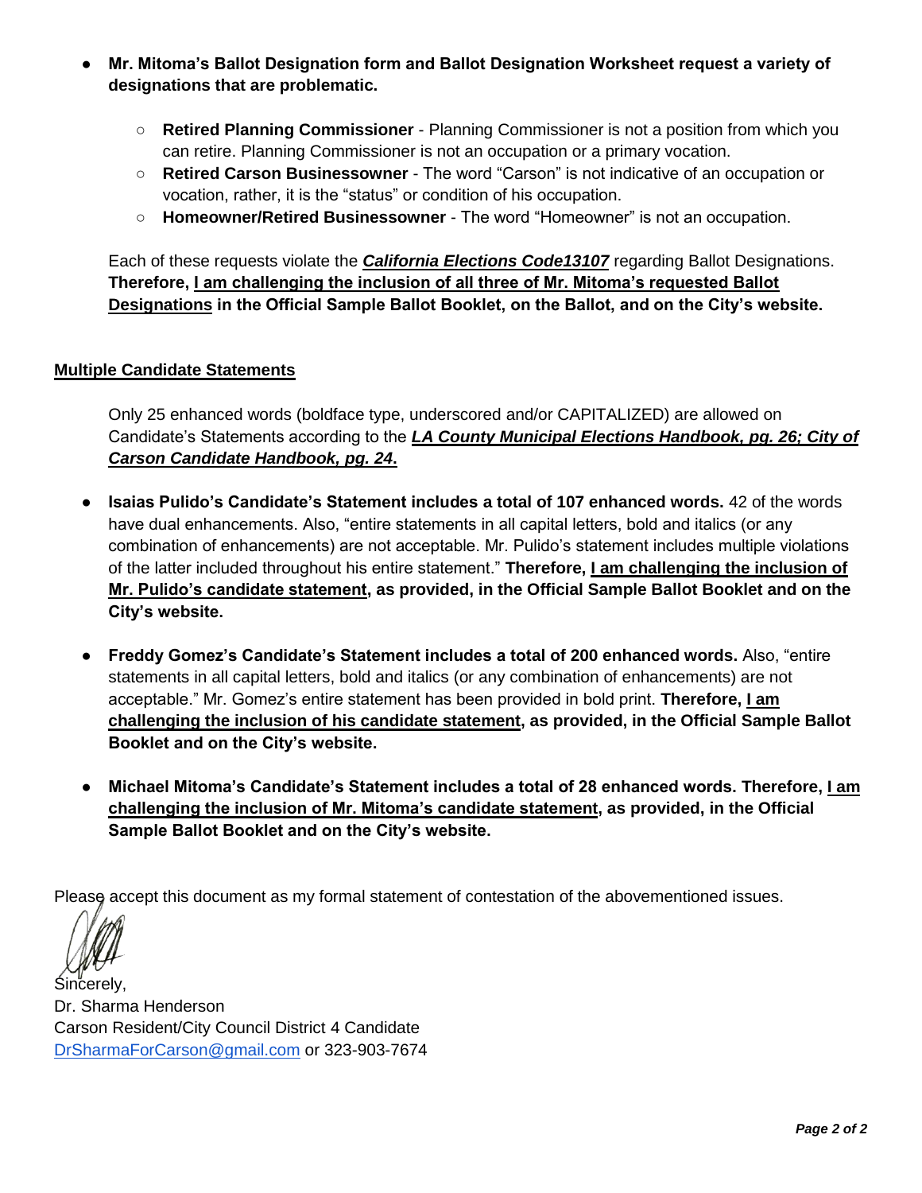- **Mr. Mitoma's Ballot Designation form and Ballot Designation Worksheet request a variety of designations that are problematic.**
    - **Retired Planning Commissioner** - Planning Commissioner is not a position from which you can retire. Planning Commissioner is not an occupation or a primary vocation.
    - **Retired Carson Businessowner** - The word "Carson" is not indicative of an occupation or vocation, rather, it is the "status" or condition of his occupation.
    - **Homeowner/Retired Businessowner** - The word "Homeowner" is not an occupation.

  Each of these requests violate the ***California Elections Code13107*** regarding Ballot Designations. **Therefore, I am challenging the inclusion of all three of Mr. Mitoma's requested Ballot Designations in the Official Sample Ballot Booklet, on the Ballot, and on the City's website.**

## Multiple Candidate Statements

Only 25 enhanced words (boldface type, underscored and/or CAPITALIZED) are allowed on Candidate's Statements according to the ***LA County Municipal Elections Handbook, pg. 26; City of Carson Candidate Handbook, pg. 24*.**

- **Isaias Pulido's Candidate's Statement includes a total of 107 enhanced words.** 42 of the words have dual enhancements. Also, "entire statements in all capital letters, bold and italics (or any combination of enhancements) are not acceptable. Mr. Pulido's statement includes multiple violations of the latter included throughout his entire statement." **Therefore, I am challenging the inclusion of Mr. Pulido's candidate statement, as provided, in the Official Sample Ballot Booklet and on the City's website.**

- **Freddy Gomez's Candidate's Statement includes a total of 200 enhanced words.** Also, "entire statements in all capital letters, bold and italics (or any combination of enhancements) are not acceptable." Mr. Gomez's entire statement has been provided in bold print. **Therefore, I am challenging the inclusion of his candidate statement, as provided, in the Official Sample Ballot Booklet and on the City's website.**

- **Michael Mitoma's Candidate's Statement includes a total of 28 enhanced words. Therefore, I am challenging the inclusion of Mr. Mitoma's candidate statement, as provided, in the Official Sample Ballot Booklet and on the City's website.**

Please accept this document as my formal statement of contestation of the abovementioned issues.

Sincerely,
Dr. Sharma Henderson
Carson Resident/City Council District 4 Candidate
DrSharmaForCarson@gmail.com or 323-903-7674